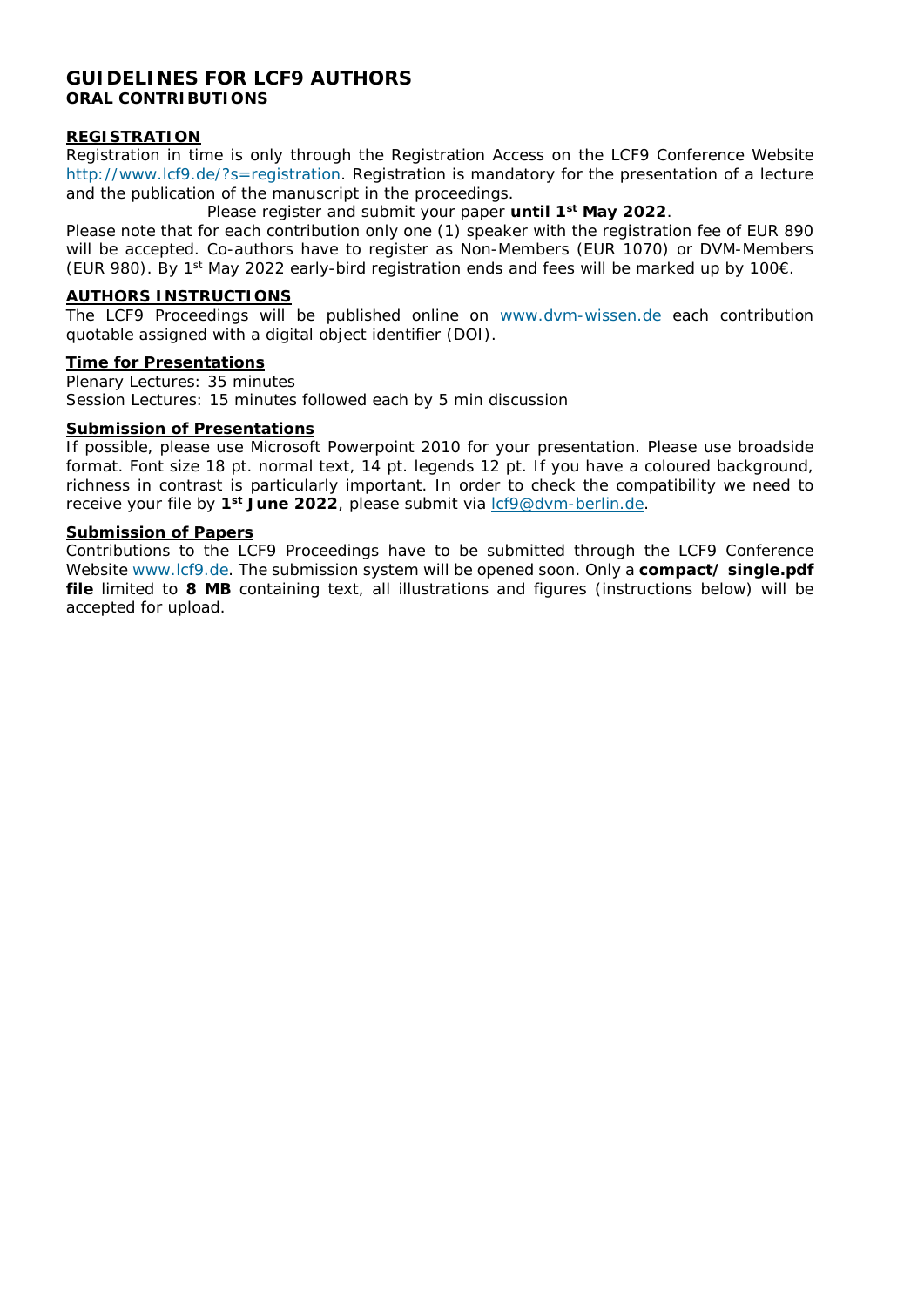# GUIDELINES FOR LCF9 AUTHORS

**ORAL CONTRIBUTIONS**

## REGISTRATION

Registration in time is only through the Registration Access on the LCF9 Conference Website http://www.lcf9.de/?s=registration. Registration is mandatory for the presentation of a lecture and the publication of the manuscript in the proceedings.

Please register and submit your paper **until 1st May 2022**.

Please note that for each contribution only one (1) speaker with the registration fee of EUR 890 will be accepted. Co-authors have to register as Non-Members (EUR 1070) or DVM-Members (EUR 980). By 1st May 2022 early-bird registration ends and fees will be marked up by 100€.

## AUTHORS INSTRUCTIONS

The LCF9 Proceedings will be published online on www.dvm-wissen.de each contribution quotable assigned with a digital object identifier (DOI).

### Time for Presentations

Plenary Lectures: 35 minutes

Session Lectures: 15 minutes followed each by 5 min discussion

### Submission of Presentations

If possible, please use Microsoft Powerpoint 2010 for your presentation. Please use broadside format. Font size 18 pt. normal text, 14 pt. legends 12 pt. If you have a coloured background, richness in contrast is particularly important. In order to check the compatibility we need to receive your file by **1st June 2022**, please submit via lcf9@dvm-berlin.de.

### Submission of Papers

Contributions to the LCF9 Proceedings have to be submitted through the LCF9 Conference Website www.lcf9.de. The submission system will be opened soon. Only a **compact/ single.pdf file** limited to **8 MB** containing text, all illustrations and figures (instructions below) will be accepted for upload.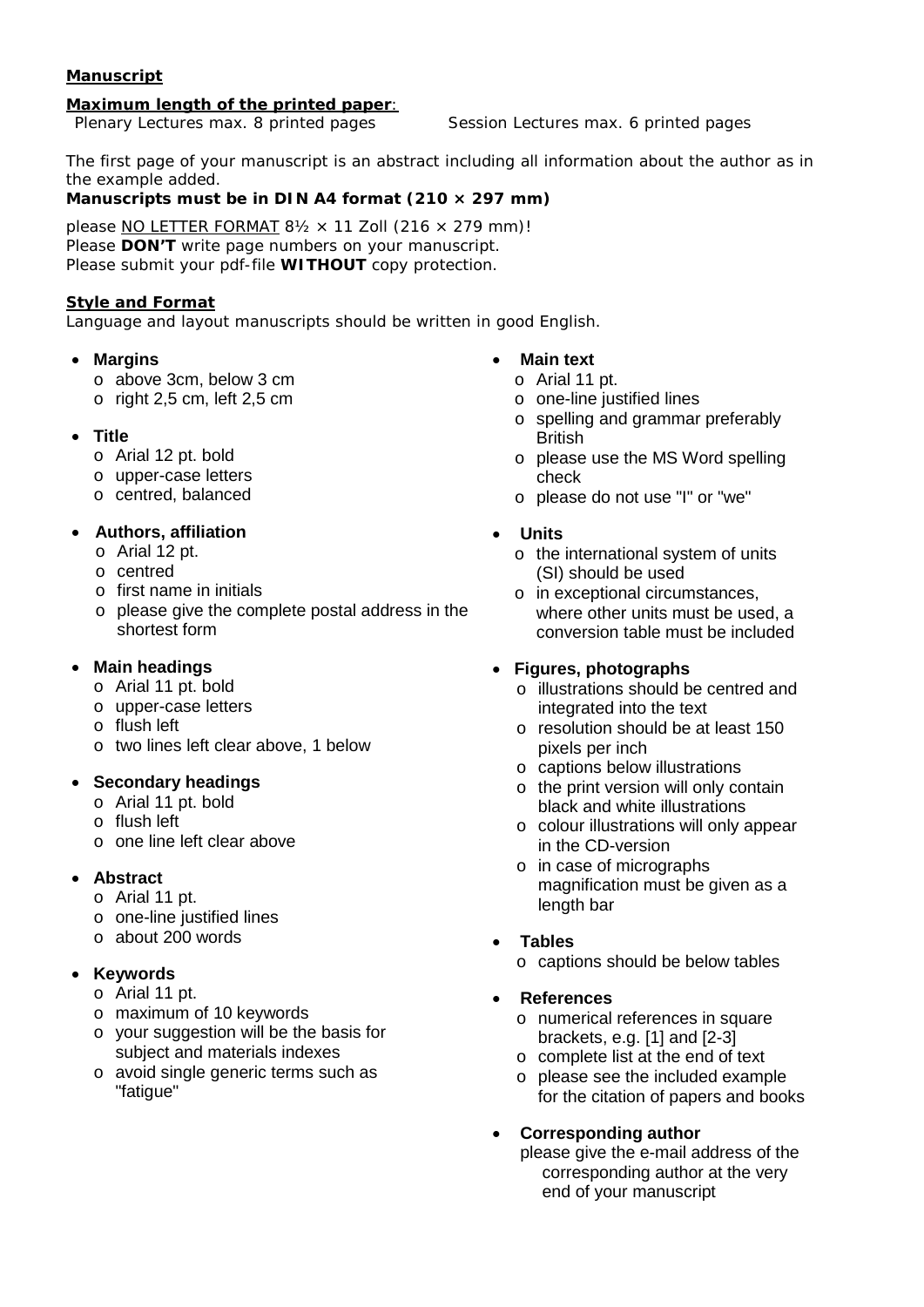**Manuscript**

**Maximum length of the printed paper**:

Plenary Lectures max. 8 printed pages    Session Lectures max. 6 printed pages

The first page of your manuscript is an abstract including all information about the author as in the example added.

**Manuscripts must be in DIN A4 format (210 × 297 mm)**

please NO LETTER FORMAT 8½ × 11 Zoll (216 × 279 mm)!
Please **DON'T** write page numbers on your manuscript.
Please submit your pdf-file **WITHOUT** copy protection.

**Style and Format**

Language and layout manuscripts should be written in good English.

- **Margins**
  - above 3cm, below 3 cm
  - right 2,5 cm, left 2,5 cm
- **Title**
  - Arial 12 pt. bold
  - upper-case letters
  - centred, balanced
- **Authors, affiliation**
  - Arial 12 pt.
  - centred
  - first name in initials
  - please give the complete postal address in the shortest form
- **Main headings**
  - Arial 11 pt. bold
  - upper-case letters
  - flush left
  - two lines left clear above, 1 below
- **Secondary headings**
  - Arial 11 pt. bold
  - flush left
  - one line left clear above
- **Abstract**
  - Arial 11 pt.
  - one-line justified lines
  - about 200 words
- **Keywords**
  - Arial 11 pt.
  - maximum of 10 keywords
  - your suggestion will be the basis for subject and materials indexes
  - avoid single generic terms such as "fatigue"
- **Main text**
  - Arial 11 pt.
  - one-line justified lines
  - spelling and grammar preferably British
  - please use the MS Word spelling check
  - please do not use "I" or "we"
- **Units**
  - the international system of units (SI) should be used
  - in exceptional circumstances, where other units must be used, a conversion table must be included
- **Figures, photographs**
  - illustrations should be centred and integrated into the text
  - resolution should be at least 150 pixels per inch
  - captions below illustrations
  - the print version will only contain black and white illustrations
  - colour illustrations will only appear in the CD-version
  - in case of micrographs magnification must be given as a length bar
- **Tables**
  - captions should be below tables
- **References**
  - numerical references in square brackets, e.g. [1] and [2-3]
  - complete list at the end of text
  - please see the included example for the citation of papers and books
- **Corresponding author**

  please give the e-mail address of the corresponding author at the very end of your manuscript